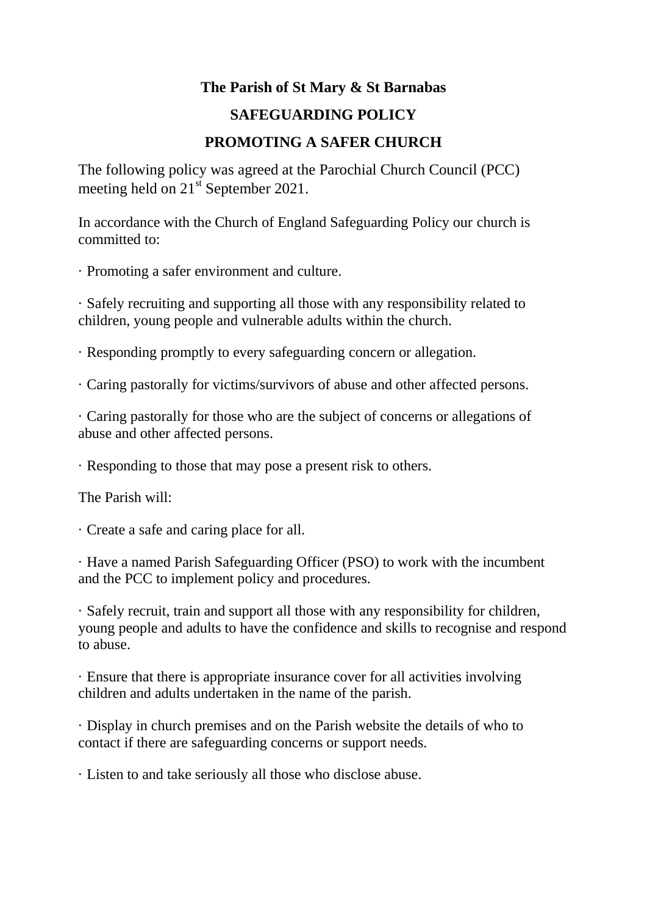# The Parish of St Mary & St Barnabas

## SAFEGUARDING POLICY

## PROMOTING A SAFER CHURCH

The following policy was agreed at the Parochial Church Council (PCC) meeting held on 21st September 2021.

In accordance with the Church of England Safeguarding Policy our church is committed to:

· Promoting a safer environment and culture.

· Safely recruiting and supporting all those with any responsibility related to children, young people and vulnerable adults within the church.

· Responding promptly to every safeguarding concern or allegation.

· Caring pastorally for victims/survivors of abuse and other affected persons.

· Caring pastorally for those who are the subject of concerns or allegations of abuse and other affected persons.

· Responding to those that may pose a present risk to others.

The Parish will:

· Create a safe and caring place for all.

· Have a named Parish Safeguarding Officer (PSO) to work with the incumbent and the PCC to implement policy and procedures.

· Safely recruit, train and support all those with any responsibility for children, young people and adults to have the confidence and skills to recognise and respond to abuse.

· Ensure that there is appropriate insurance cover for all activities involving children and adults undertaken in the name of the parish.

· Display in church premises and on the Parish website the details of who to contact if there are safeguarding concerns or support needs.

· Listen to and take seriously all those who disclose abuse.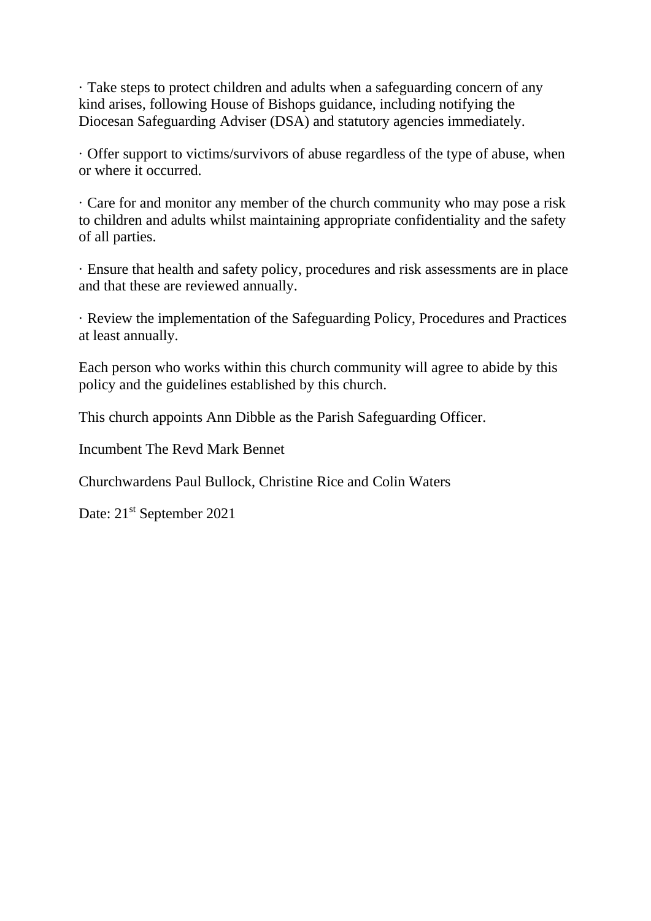· Take steps to protect children and adults when a safeguarding concern of any kind arises, following House of Bishops guidance, including notifying the Diocesan Safeguarding Adviser (DSA) and statutory agencies immediately.

· Offer support to victims/survivors of abuse regardless of the type of abuse, when or where it occurred.

· Care for and monitor any member of the church community who may pose a risk to children and adults whilst maintaining appropriate confidentiality and the safety of all parties.

· Ensure that health and safety policy, procedures and risk assessments are in place and that these are reviewed annually.

· Review the implementation of the Safeguarding Policy, Procedures and Practices at least annually.

Each person who works within this church community will agree to abide by this policy and the guidelines established by this church.

This church appoints Ann Dibble as the Parish Safeguarding Officer.

Incumbent The Revd Mark Bennet

Churchwardens Paul Bullock, Christine Rice and Colin Waters

Date: 21st September 2021